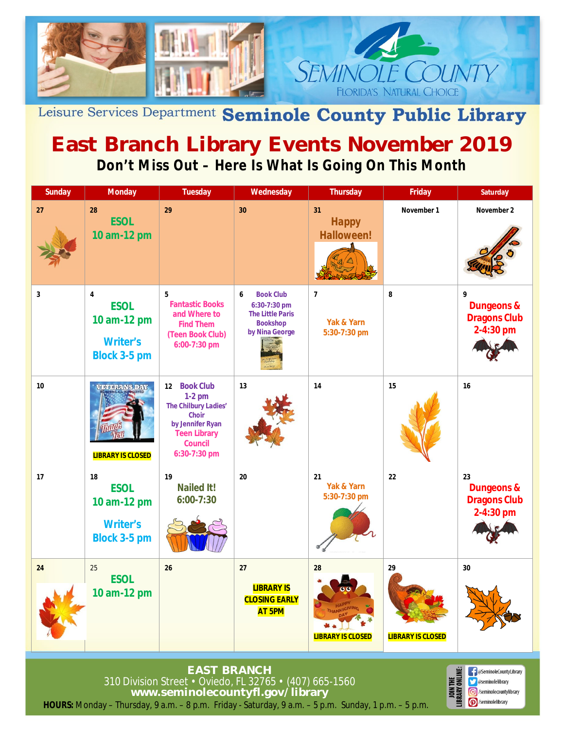Leisure Services Department **Seminole County Public Library**

SEMINOLE COUNTY
FLORIDA'S NATURAL CHOICE

# East Branch Library Events November 2019

## Don't Miss Out – Here Is What Is Going On This Month

| Sunday | Monday | Tuesday | Wednesday | Thursday | Friday | Saturday |
|---|---|---|---|---|---|---|
| 27 | 28 ESOL 10 am-12 pm | 29 | 30 | 31 Happy Halloween! | November 1 | November 2 |
| 3 | 4 ESOL 10 am-12 pm<br>Writer's Block 3-5 pm | 5 Fantastic Books and Where to Find Them (Teen Book Club) 6:00-7:30 pm | 6 Book Club 6:30-7:30 pm The Little Paris Bookshop by Nina George | 7 Yak & Yarn 5:30-7:30 pm | 8 | 9 Dungeons & Dragons Club 2-4:30 pm |
| 10 | VETERANS DAY HONORING ALL WHO SERVED Thank You<br>LIBRARY IS CLOSED | 12 Book Club 1-2 pm The Chilbury Ladies' Choir by Jennifer Ryan<br>Teen Library Council 6:30-7:30 pm | 13 | 14 | 15 | 16 |
| 17 | 18 ESOL 10 am-12 pm<br>Writer's Block 3-5 pm | 19 Nailed It! 6:00-7:30 | 20 | 21 Yak & Yarn 5:30-7:30 pm | 22 | 23 Dungeons & Dragons Club 2-4:30 pm |
| 24 | 25 ESOL 10 am-12 pm | 26 | 27 LIBRARY IS CLOSING EARLY AT 5PM | 28 HAPPY THANKSGIVING DAY<br>LIBRARY IS CLOSED | 29 LIBRARY IS CLOSED | 30 |

**EAST BRANCH**
310 Division Street • Oviedo, FL 32765 • (407) 665-1560
**www.seminolecountyfl.gov/library**

**HOURS:** Monday – Thursday, 9 a.m. – 8 p.m. Friday - Saturday, 9 a.m. – 5 p.m. Sunday, 1 p.m. – 5 p.m.

JOIN THE LIBRARY ONLINE:
@SeminoleCountyLibrary
@seminolelibrary
/seminolecountylibrary
/seminolelibrary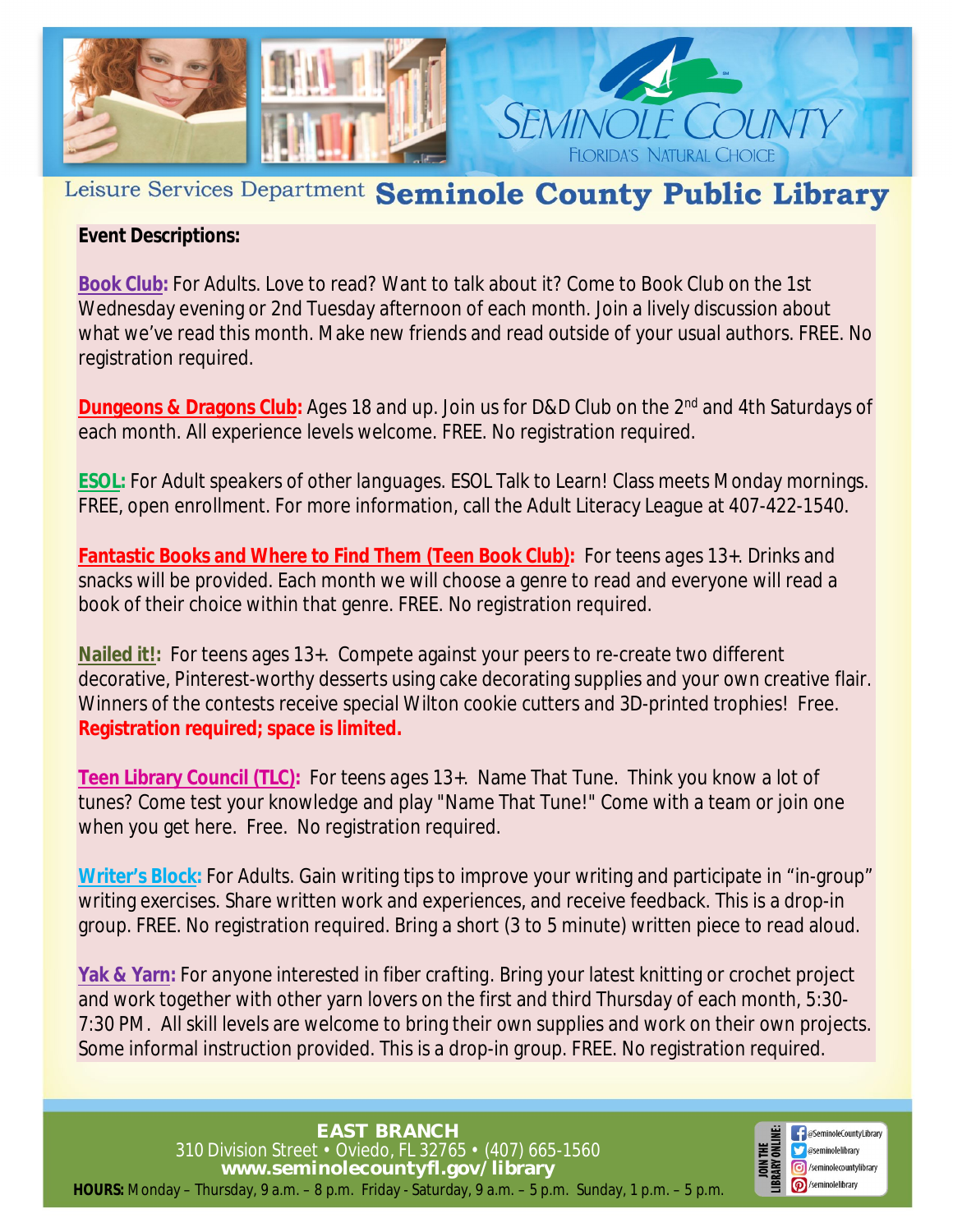Leisure Services Department **Seminole County Public Library**

**Event Descriptions:**

**Book Club:** For Adults. Love to read? Want to talk about it? Come to Book Club on the 1st Wednesday evening or 2nd Tuesday afternoon of each month. Join a lively discussion about what we've read this month. Make new friends and read outside of your usual authors. FREE. No registration required.

**Dungeons & Dragons Club:** Ages 18 and up. Join us for D&D Club on the 2nd and 4th Saturdays of each month. All experience levels welcome. FREE. No registration required.

**ESOL:** For Adult speakers of other languages. ESOL Talk to Learn! Class meets Monday mornings. FREE, open enrollment. For more information, call the Adult Literacy League at 407-422-1540.

**Fantastic Books and Where to Find Them (Teen Book Club):** For teens ages 13+. Drinks and snacks will be provided. Each month we will choose a genre to read and everyone will read a book of their choice within that genre. FREE. No registration required.

**Nailed it!:** For teens ages 13+. Compete against your peers to re-create two different decorative, Pinterest-worthy desserts using cake decorating supplies and your own creative flair. Winners of the contests receive special Wilton cookie cutters and 3D-printed trophies! Free. **Registration required; space is limited.**

**Teen Library Council (TLC):** For teens ages 13+. Name That Tune. Think you know a lot of tunes? Come test your knowledge and play "Name That Tune!" Come with a team or join one when you get here. Free. No registration required.

**Writer's Block:** For Adults. Gain writing tips to improve your writing and participate in "in-group" writing exercises. Share written work and experiences, and receive feedback. This is a drop-in group. FREE. No registration required. Bring a short (3 to 5 minute) written piece to read aloud.

**Yak & Yarn:** For anyone interested in fiber crafting. Bring your latest knitting or crochet project and work together with other yarn lovers on the first and third Thursday of each month, 5:30-7:30 PM. All skill levels are welcome to bring their own supplies and work on their own projects. Some informal instruction provided. This is a drop-in group. FREE. No registration required.

**EAST BRANCH**
310 Division Street • Oviedo, FL 32765 • (407) 665-1560
**www.seminolecountyfl.gov/library**
**HOURS:** Monday – Thursday, 9 a.m. – 8 p.m. Friday - Saturday, 9 a.m. – 5 p.m. Sunday, 1 p.m. – 5 p.m.

JOIN THE LIBRARY ONLINE:
@SeminoleCountyLibrary
@seminolelibrary
/seminolecountylibrary
/seminolelibrary